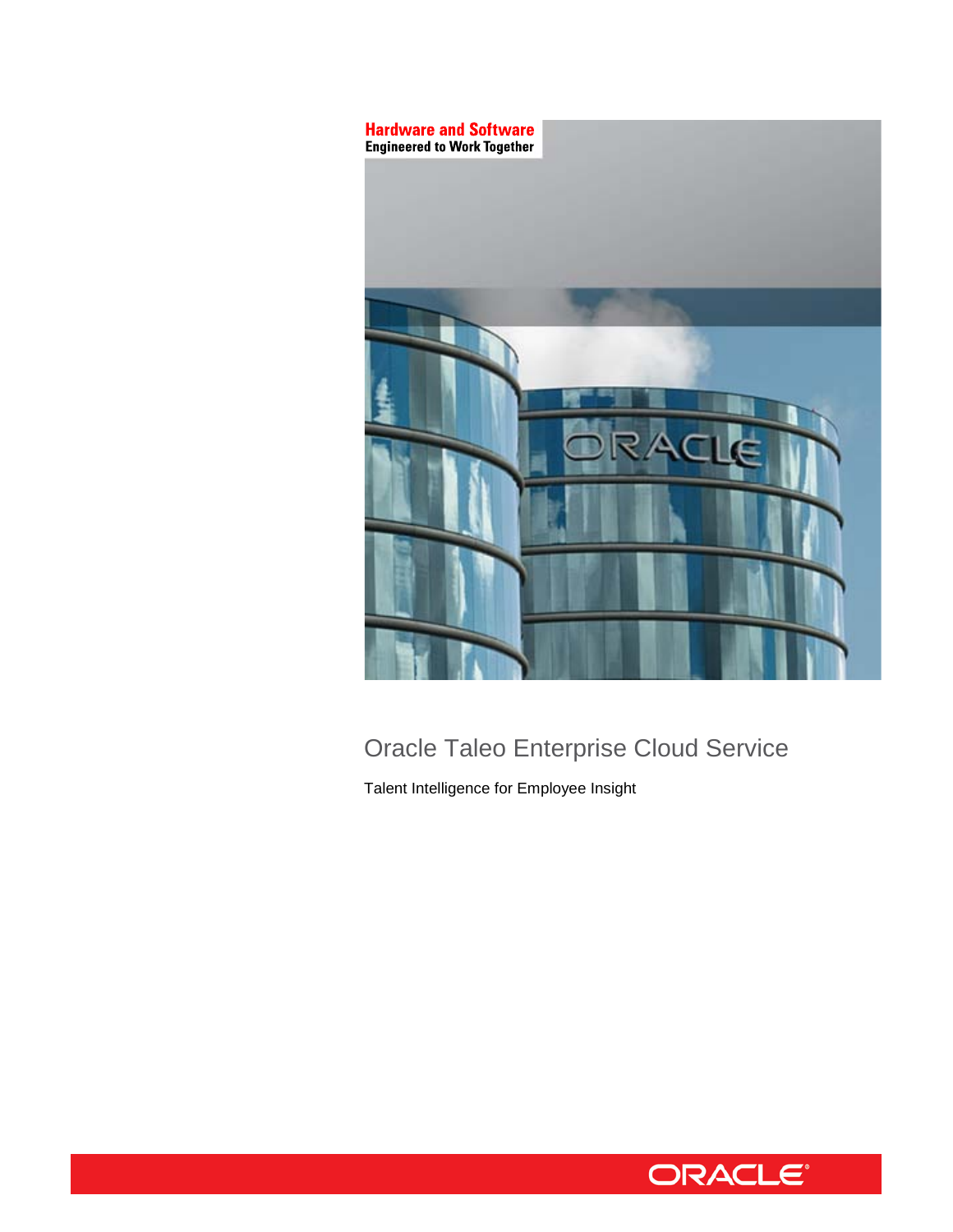Hardware and Software
Engineered to Work Together

# Oracle Taleo Enterprise Cloud Service

Talent Intelligence for Employee Insight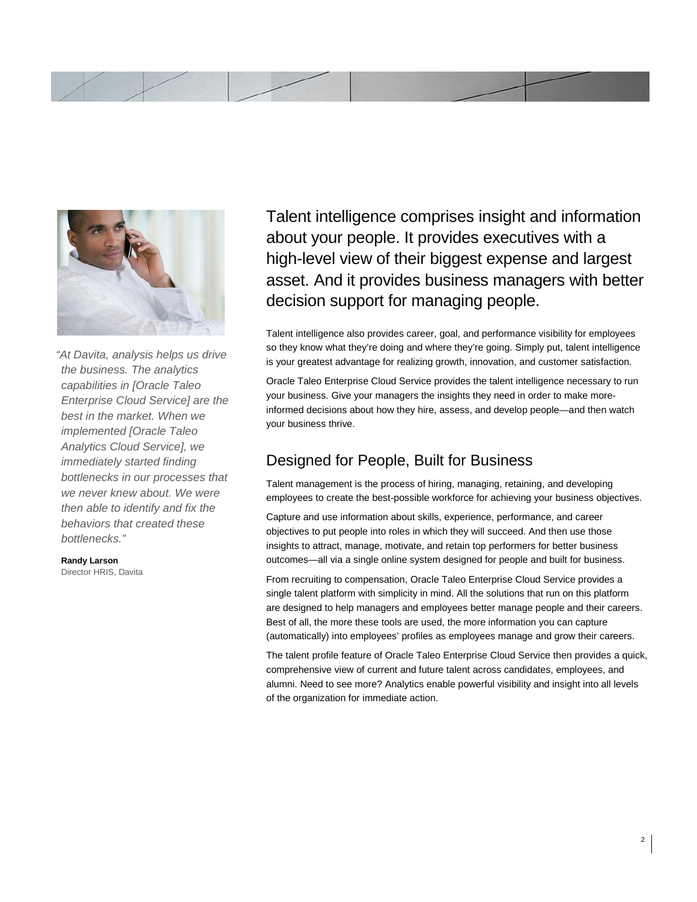> *"At Davita, analysis helps us drive the business. The analytics capabilities in [Oracle Taleo Enterprise Cloud Service] are the best in the market. When we implemented [Oracle Taleo Analytics Cloud Service], we immediately started finding bottlenecks in our processes that we never knew about. We were then able to identify and fix the behaviors that created these bottlenecks."*
>
> **Randy Larson**
> Director HRIS, Davita

Talent intelligence comprises insight and information about your people. It provides executives with a high-level view of their biggest expense and largest asset. And it provides business managers with better decision support for managing people.

Talent intelligence also provides career, goal, and performance visibility for employees so they know what they're doing and where they're going. Simply put, talent intelligence is your greatest advantage for realizing growth, innovation, and customer satisfaction.

Oracle Taleo Enterprise Cloud Service provides the talent intelligence necessary to run your business. Give your managers the insights they need in order to make more-informed decisions about how they hire, assess, and develop people—and then watch your business thrive.

## Designed for People, Built for Business

Talent management is the process of hiring, managing, retaining, and developing employees to create the best-possible workforce for achieving your business objectives.

Capture and use information about skills, experience, performance, and career objectives to put people into roles in which they will succeed. And then use those insights to attract, manage, motivate, and retain top performers for better business outcomes—all via a single online system designed for people and built for business.

From recruiting to compensation, Oracle Taleo Enterprise Cloud Service provides a single talent platform with simplicity in mind. All the solutions that run on this platform are designed to help managers and employees better manage people and their careers. Best of all, the more these tools are used, the more information you can capture (automatically) into employees' profiles as employees manage and grow their careers.

The talent profile feature of Oracle Taleo Enterprise Cloud Service then provides a quick, comprehensive view of current and future talent across candidates, employees, and alumni. Need to see more? Analytics enable powerful visibility and insight into all levels of the organization for immediate action.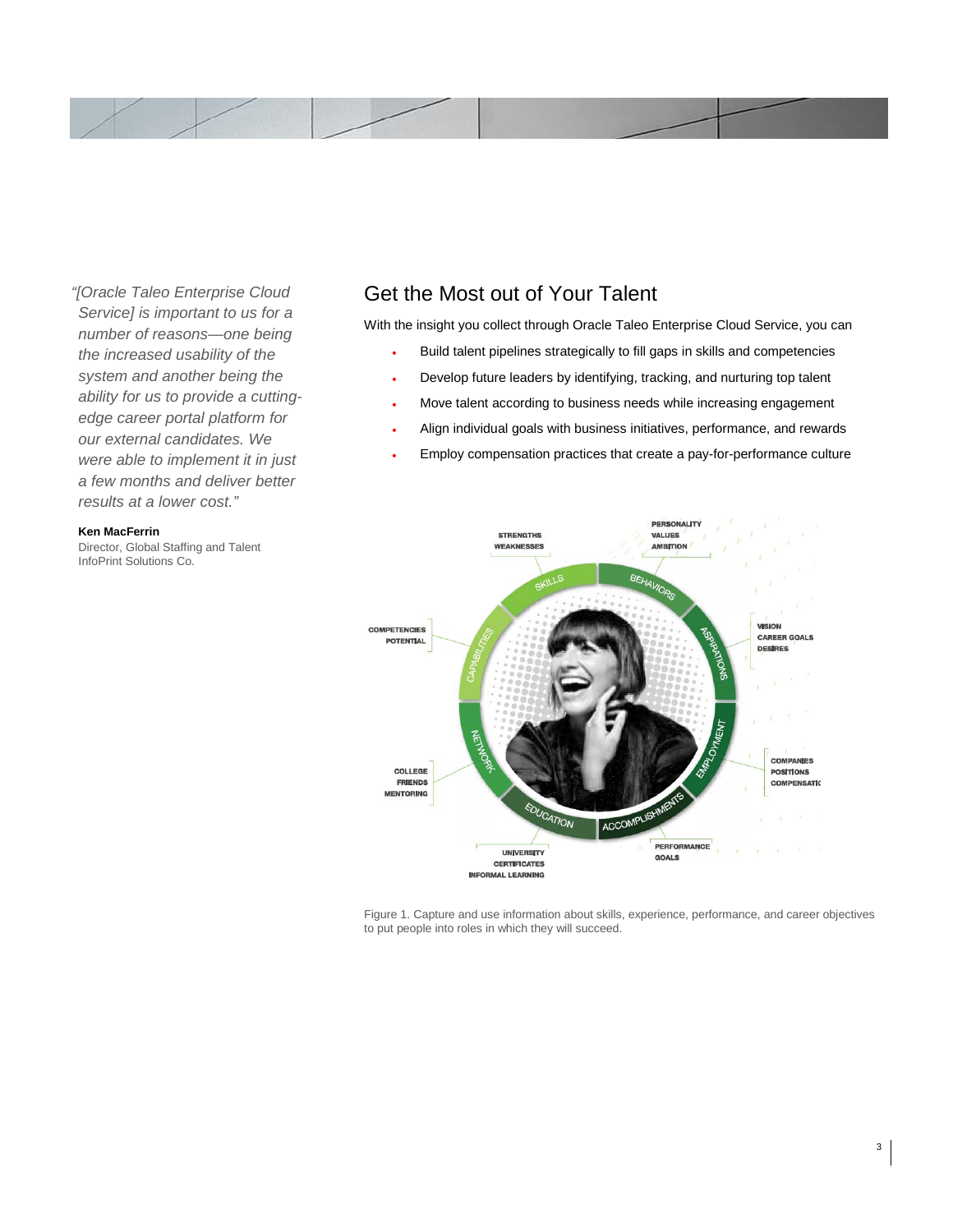*"[Oracle Taleo Enterprise Cloud Service] is important to us for a number of reasons—one being the increased usability of the system and another being the ability for us to provide a cutting-edge career portal platform for our external candidates. We were able to implement it in just a few months and deliver better results at a lower cost."*

**Ken MacFerrin**
Director, Global Staffing and Talent
InfoPrint Solutions Co.

## Get the Most out of Your Talent

With the insight you collect through Oracle Taleo Enterprise Cloud Service, you can

- Build talent pipelines strategically to fill gaps in skills and competencies
- Develop future leaders by identifying, tracking, and nurturing top talent
- Move talent according to business needs while increasing engagement
- Align individual goals with business initiatives, performance, and rewards
- Employ compensation practices that create a pay-for-performance culture

Figure 1. Capture and use information about skills, experience, performance, and career objectives to put people into roles in which they will succeed.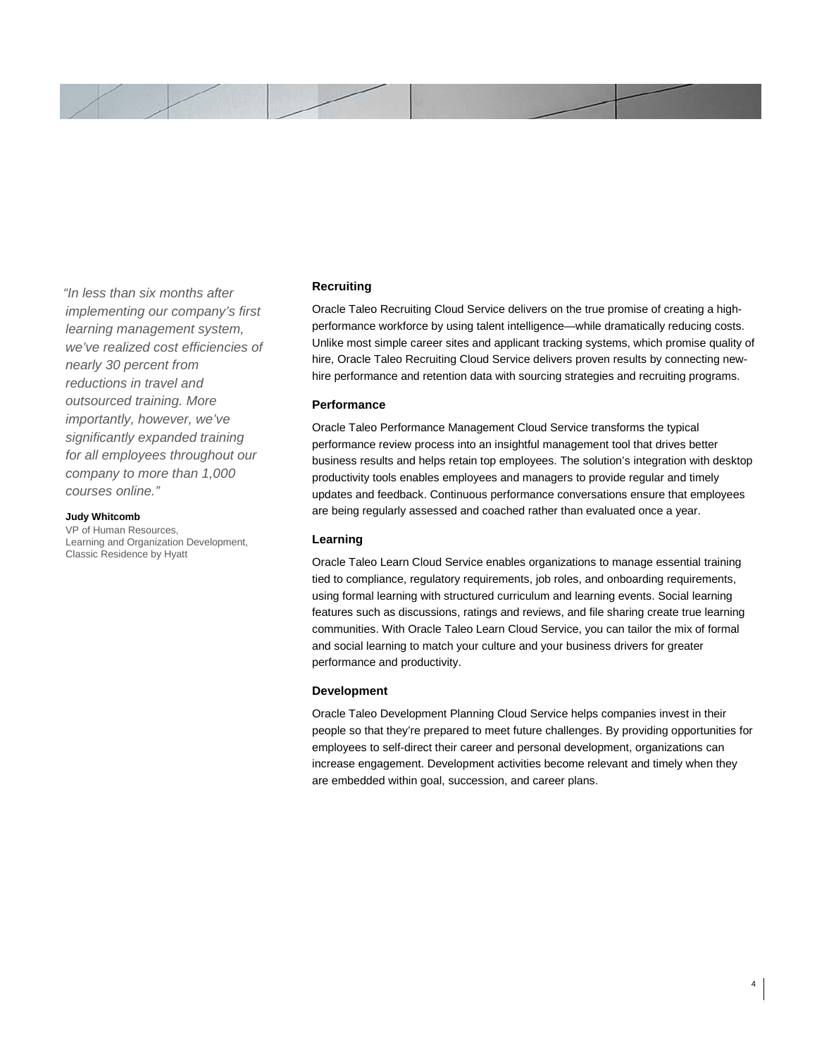*"In less than six months after implementing our company's first learning management system, we've realized cost efficiencies of nearly 30 percent from reductions in travel and outsourced training. More importantly, however, we've significantly expanded training for all employees throughout our company to more than 1,000 courses online."*

**Judy Whitcomb**
VP of Human Resources,
Learning and Organization Development,
Classic Residence by Hyatt

### Recruiting

Oracle Taleo Recruiting Cloud Service delivers on the true promise of creating a high-performance workforce by using talent intelligence—while dramatically reducing costs. Unlike most simple career sites and applicant tracking systems, which promise quality of hire, Oracle Taleo Recruiting Cloud Service delivers proven results by connecting new-hire performance and retention data with sourcing strategies and recruiting programs.

### Performance

Oracle Taleo Performance Management Cloud Service transforms the typical performance review process into an insightful management tool that drives better business results and helps retain top employees. The solution's integration with desktop productivity tools enables employees and managers to provide regular and timely updates and feedback. Continuous performance conversations ensure that employees are being regularly assessed and coached rather than evaluated once a year.

### Learning

Oracle Taleo Learn Cloud Service enables organizations to manage essential training tied to compliance, regulatory requirements, job roles, and onboarding requirements, using formal learning with structured curriculum and learning events. Social learning features such as discussions, ratings and reviews, and file sharing create true learning communities. With Oracle Taleo Learn Cloud Service, you can tailor the mix of formal and social learning to match your culture and your business drivers for greater performance and productivity.

### Development

Oracle Taleo Development Planning Cloud Service helps companies invest in their people so that they're prepared to meet future challenges. By providing opportunities for employees to self-direct their career and personal development, organizations can increase engagement. Development activities become relevant and timely when they are embedded within goal, succession, and career plans.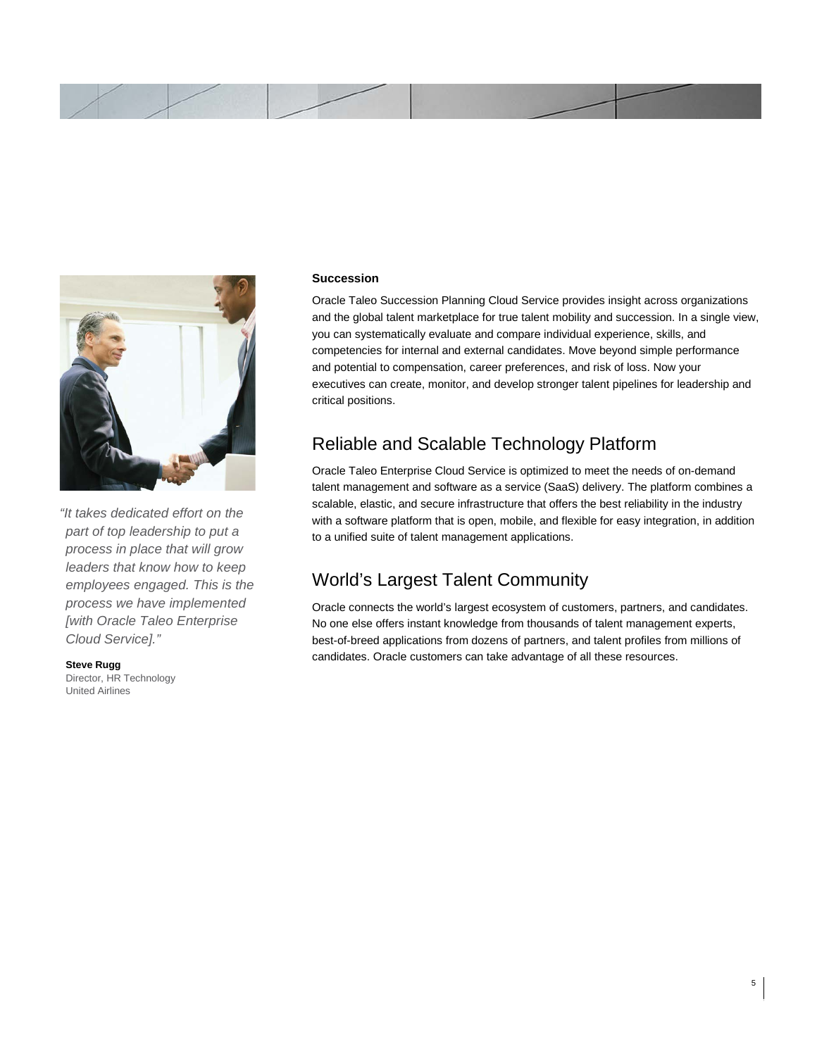> *"It takes dedicated effort on the part of top leadership to put a process in place that will grow leaders that know how to keep employees engaged. This is the process we have implemented [with Oracle Taleo Enterprise Cloud Service]."*
>
> **Steve Rugg**
> Director, HR Technology
> United Airlines

**Succession**

Oracle Taleo Succession Planning Cloud Service provides insight across organizations and the global talent marketplace for true talent mobility and succession. In a single view, you can systematically evaluate and compare individual experience, skills, and competencies for internal and external candidates. Move beyond simple performance and potential to compensation, career preferences, and risk of loss. Now your executives can create, monitor, and develop stronger talent pipelines for leadership and critical positions.

## Reliable and Scalable Technology Platform

Oracle Taleo Enterprise Cloud Service is optimized to meet the needs of on-demand talent management and software as a service (SaaS) delivery. The platform combines a scalable, elastic, and secure infrastructure that offers the best reliability in the industry with a software platform that is open, mobile, and flexible for easy integration, in addition to a unified suite of talent management applications.

## World's Largest Talent Community

Oracle connects the world's largest ecosystem of customers, partners, and candidates. No one else offers instant knowledge from thousands of talent management experts, best-of-breed applications from dozens of partners, and talent profiles from millions of candidates. Oracle customers can take advantage of all these resources.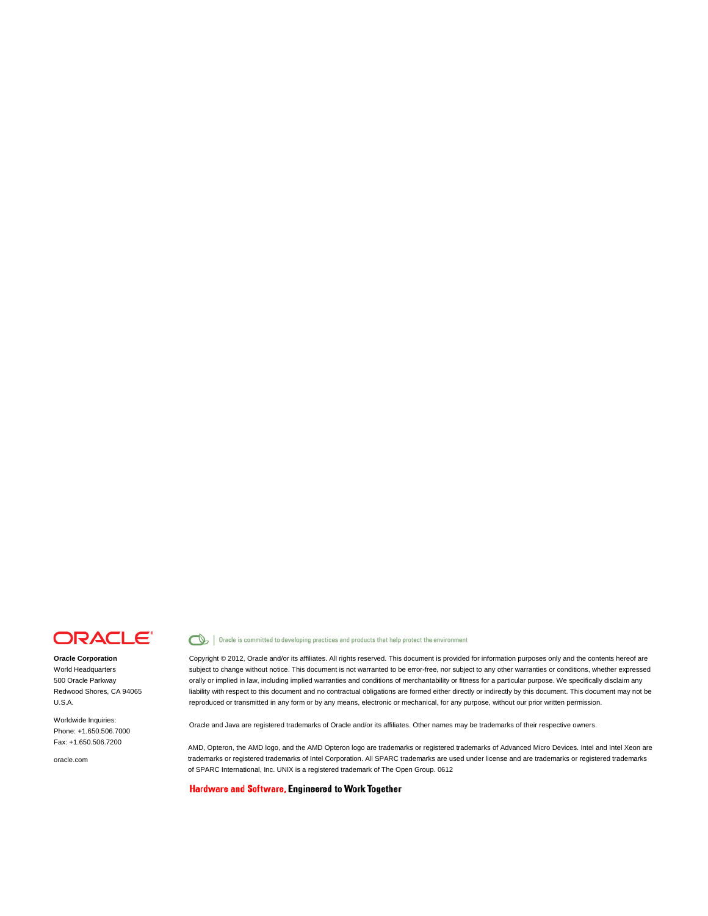ORACLE

Oracle is committed to developing practices and products that help protect the environment

**Oracle Corporation**
World Headquarters
500 Oracle Parkway
Redwood Shores, CA 94065
U.S.A.

Worldwide Inquiries:
Phone: +1.650.506.7000
Fax: +1.650.506.7200

oracle.com

Copyright © 2012, Oracle and/or its affiliates. All rights reserved. This document is provided for information purposes only and the contents hereof are subject to change without notice. This document is not warranted to be error-free, nor subject to any other warranties or conditions, whether expressed orally or implied in law, including implied warranties and conditions of merchantability or fitness for a particular purpose. We specifically disclaim any liability with respect to this document and no contractual obligations are formed either directly or indirectly by this document. This document may not be reproduced or transmitted in any form or by any means, electronic or mechanical, for any purpose, without our prior written permission.

Oracle and Java are registered trademarks of Oracle and/or its affiliates. Other names may be trademarks of their respective owners.

AMD, Opteron, the AMD logo, and the AMD Opteron logo are trademarks or registered trademarks of Advanced Micro Devices. Intel and Intel Xeon are trademarks or registered trademarks of Intel Corporation. All SPARC trademarks are used under license and are trademarks or registered trademarks of SPARC International, Inc. UNIX is a registered trademark of The Open Group. 0612

**Hardware and Software, Engineered to Work Together**